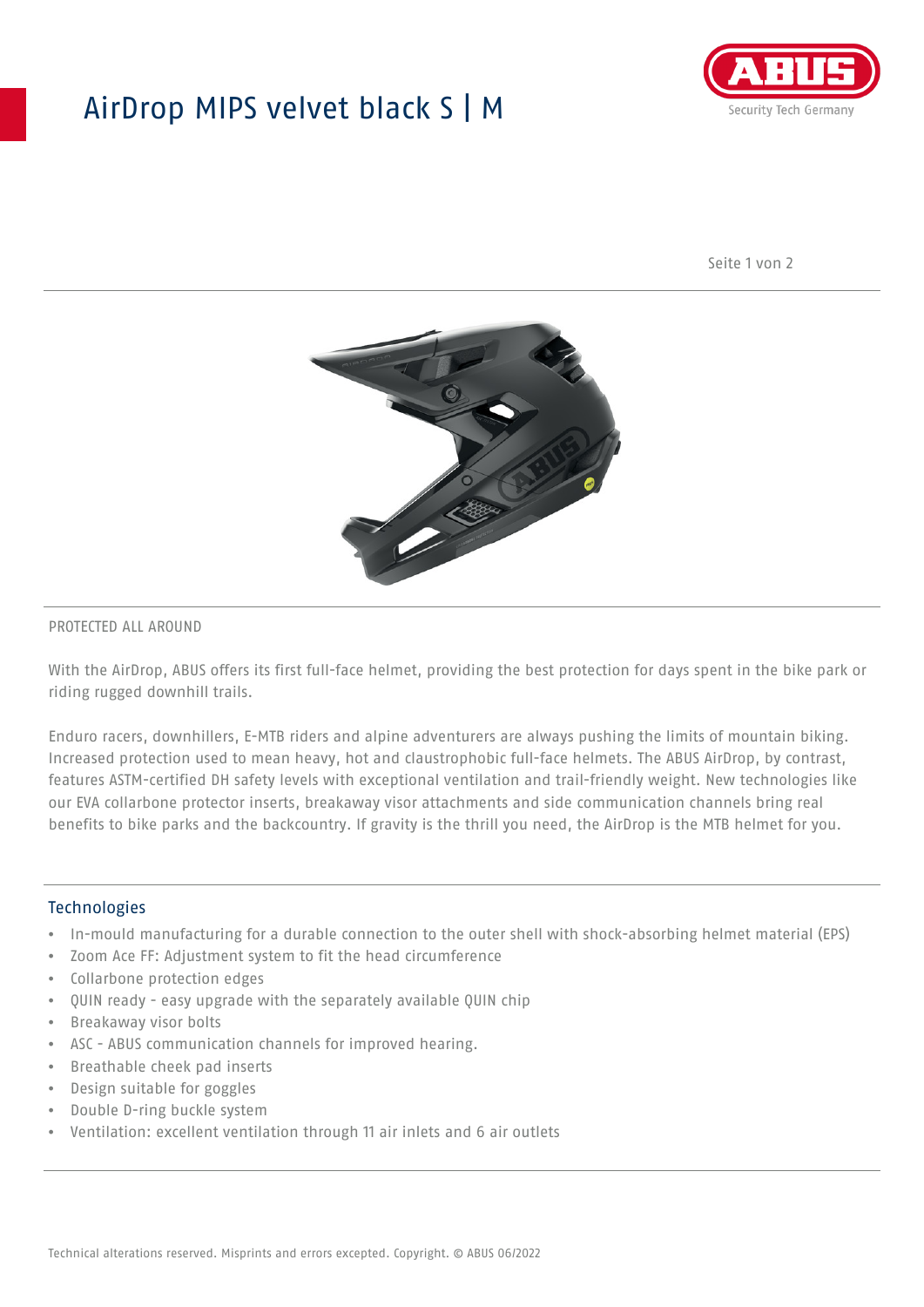# AirDrop MIPS velvet black S | M

PROTECTED ALL AROUND

With the AirDrop, ABUS offers its first full-face helmet, providing the best protection for days spent in the bike park or riding rugged downhill trails.

Enduro racers, downhillers, E-MTB riders and alpine adventurers are always pushing the limits of mountain biking. Increased protection used to mean heavy, hot and claustrophobic full-face helmets. The ABUS AirDrop, by contrast, features ASTM-certified DH safety levels with exceptional ventilation and trail-friendly weight. New technologies like our EVA collarbone protector inserts, breakaway visor attachments and side communication channels bring real benefits to bike parks and the backcountry. If gravity is the thrill you need, the AirDrop is the MTB helmet for you.

## Technologies

- In-mould manufacturing for a durable connection to the outer shell with shock-absorbing helmet material (EPS)
- Zoom Ace FF: Adjustment system to fit the head circumference
- Collarbone protection edges
- QUIN ready - easy upgrade with the separately available QUIN chip
- Breakaway visor bolts
- ASC - ABUS communication channels for improved hearing.
- Breathable cheek pad inserts
- Design suitable for goggles
- Double D-ring buckle system
- Ventilation: excellent ventilation through 11 air inlets and 6 air outlets

Technical alterations reserved. Misprints and errors excepted. Copyright. © ABUS 06/2022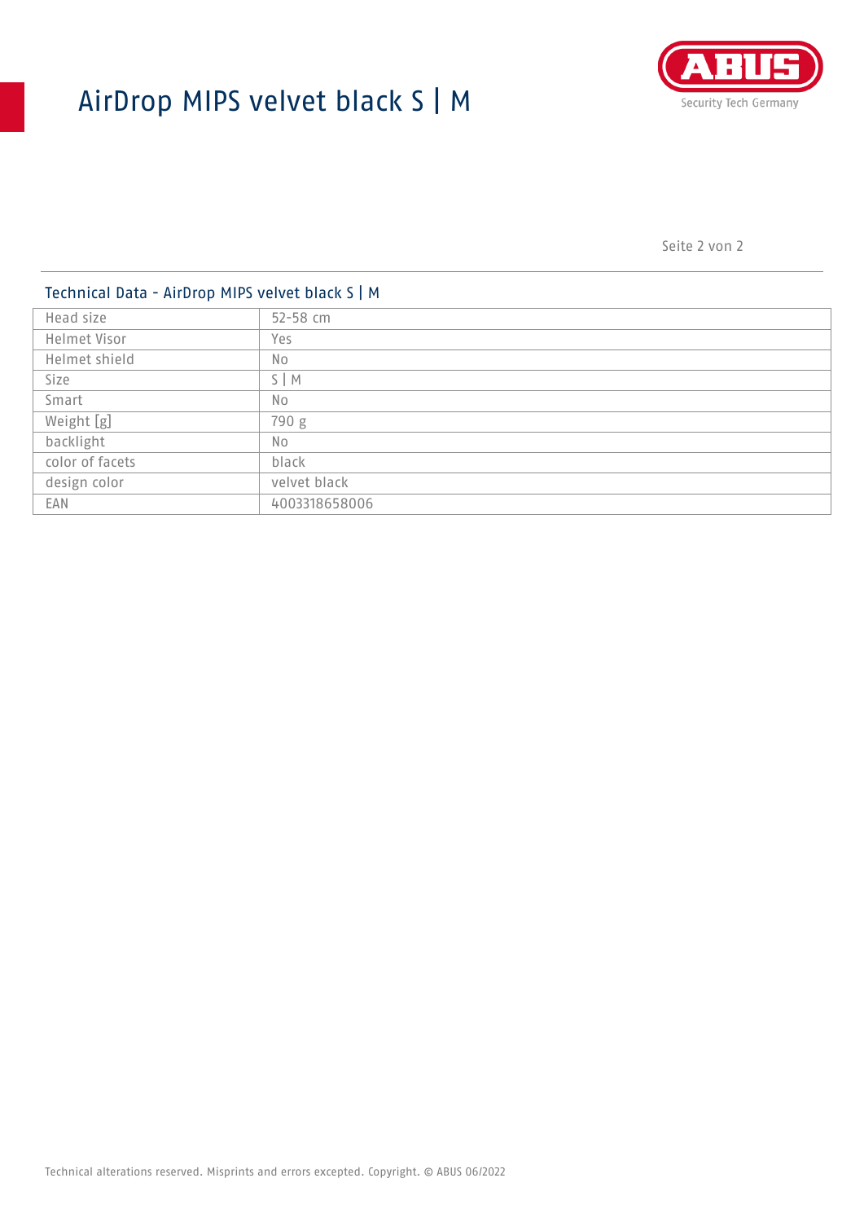# AirDrop MIPS velvet black S | M

## Technical Data - AirDrop MIPS velvet black S | M

| | |
|---|---|
| Head size | 52-58 cm |
| Helmet Visor | Yes |
| Helmet shield | No |
| Size | S \| M |
| Smart | No |
| Weight [g] | 790 g |
| backlight | No |
| color of facets | black |
| design color | velvet black |
| EAN | 4003318658006 |

Technical alterations reserved. Misprints and errors excepted. Copyright. © ABUS 06/2022